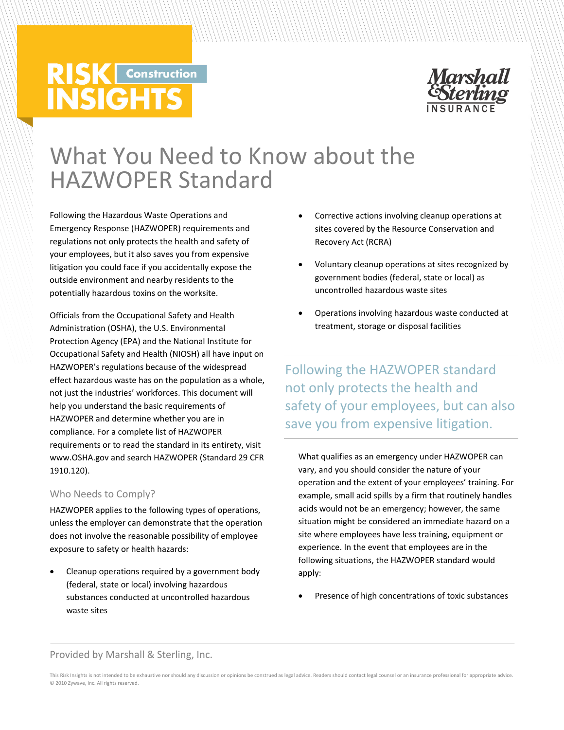RISK INSIGHTS Construction

Marshall & Sterling INSURANCE

# What You Need to Know about the HAZWOPER Standard

Following the Hazardous Waste Operations and Emergency Response (HAZWOPER) requirements and regulations not only protects the health and safety of your employees, but it also saves you from expensive litigation you could face if you accidentally expose the outside environment and nearby residents to the potentially hazardous toxins on the worksite.

Officials from the Occupational Safety and Health Administration (OSHA), the U.S. Environmental Protection Agency (EPA) and the National Institute for Occupational Safety and Health (NIOSH) all have input on HAZWOPER's regulations because of the widespread effect hazardous waste has on the population as a whole, not just the industries' workforces. This document will help you understand the basic requirements of HAZWOPER and determine whether you are in compliance. For a complete list of HAZWOPER requirements or to read the standard in its entirety, visit www.OSHA.gov and search HAZWOPER (Standard 29 CFR 1910.120).

## Who Needs to Comply?

HAZWOPER applies to the following types of operations, unless the employer can demonstrate that the operation does not involve the reasonable possibility of employee exposure to safety or health hazards:

- Cleanup operations required by a government body (federal, state or local) involving hazardous substances conducted at uncontrolled hazardous waste sites
- Corrective actions involving cleanup operations at sites covered by the Resource Conservation and Recovery Act (RCRA)
- Voluntary cleanup operations at sites recognized by government bodies (federal, state or local) as uncontrolled hazardous waste sites
- Operations involving hazardous waste conducted at treatment, storage or disposal facilities

> Following the HAZWOPER standard not only protects the health and safety of your employees, but can also save you from expensive litigation.

What qualifies as an emergency under HAZWOPER can vary, and you should consider the nature of your operation and the extent of your employees' training. For example, small acid spills by a firm that routinely handles acids would not be an emergency; however, the same situation might be considered an immediate hazard on a site where employees have less training, equipment or experience. In the event that employees are in the following situations, the HAZWOPER standard would apply:

- Presence of high concentrations of toxic substances

Provided by Marshall & Sterling, Inc.

This Risk Insights is not intended to be exhaustive nor should any discussion or opinions be construed as legal advice. Readers should contact legal counsel or an insurance professional for appropriate advice. © 2010 Zywave, Inc. All rights reserved.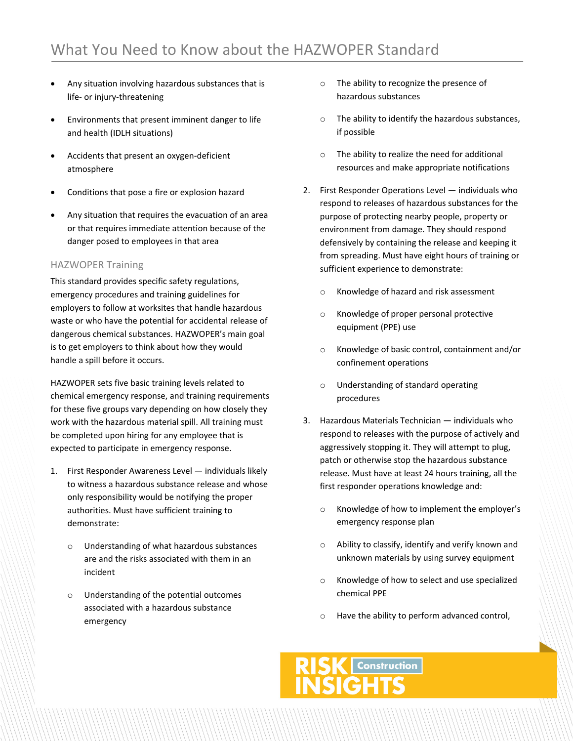- Any situation involving hazardous substances that is life- or injury-threatening
- Environments that present imminent danger to life and health (IDLH situations)
- Accidents that present an oxygen-deficient atmosphere
- Conditions that pose a fire or explosion hazard
- Any situation that requires the evacuation of an area or that requires immediate attention because of the danger posed to employees in that area

### HAZWOPER Training

This standard provides specific safety regulations, emergency procedures and training guidelines for employers to follow at worksites that handle hazardous waste or who have the potential for accidental release of dangerous chemical substances. HAZWOPER's main goal is to get employers to think about how they would handle a spill before it occurs.

HAZWOPER sets five basic training levels related to chemical emergency response, and training requirements for these five groups vary depending on how closely they work with the hazardous material spill. All training must be completed upon hiring for any employee that is expected to participate in emergency response.

1. First Responder Awareness Level — individuals likely to witness a hazardous substance release and whose only responsibility would be notifying the proper authorities. Must have sufficient training to demonstrate:
   - Understanding of what hazardous substances are and the risks associated with them in an incident
   - Understanding of the potential outcomes associated with a hazardous substance emergency
   - The ability to recognize the presence of hazardous substances
   - The ability to identify the hazardous substances, if possible
   - The ability to realize the need for additional resources and make appropriate notifications
2. First Responder Operations Level — individuals who respond to releases of hazardous substances for the purpose of protecting nearby people, property or environment from damage. They should respond defensively by containing the release and keeping it from spreading. Must have eight hours of training or sufficient experience to demonstrate:
   - Knowledge of hazard and risk assessment
   - Knowledge of proper personal protective equipment (PPE) use
   - Knowledge of basic control, containment and/or confinement operations
   - Understanding of standard operating procedures
3. Hazardous Materials Technician — individuals who respond to releases with the purpose of actively and aggressively stopping it. They will attempt to plug, patch or otherwise stop the hazardous substance release. Must have at least 24 hours training, all the first responder operations knowledge and:
   - Knowledge of how to implement the employer's emergency response plan
   - Ability to classify, identify and verify known and unknown materials by using survey equipment
   - Knowledge of how to select and use specialized chemical PPE
   - Have the ability to perform advanced control,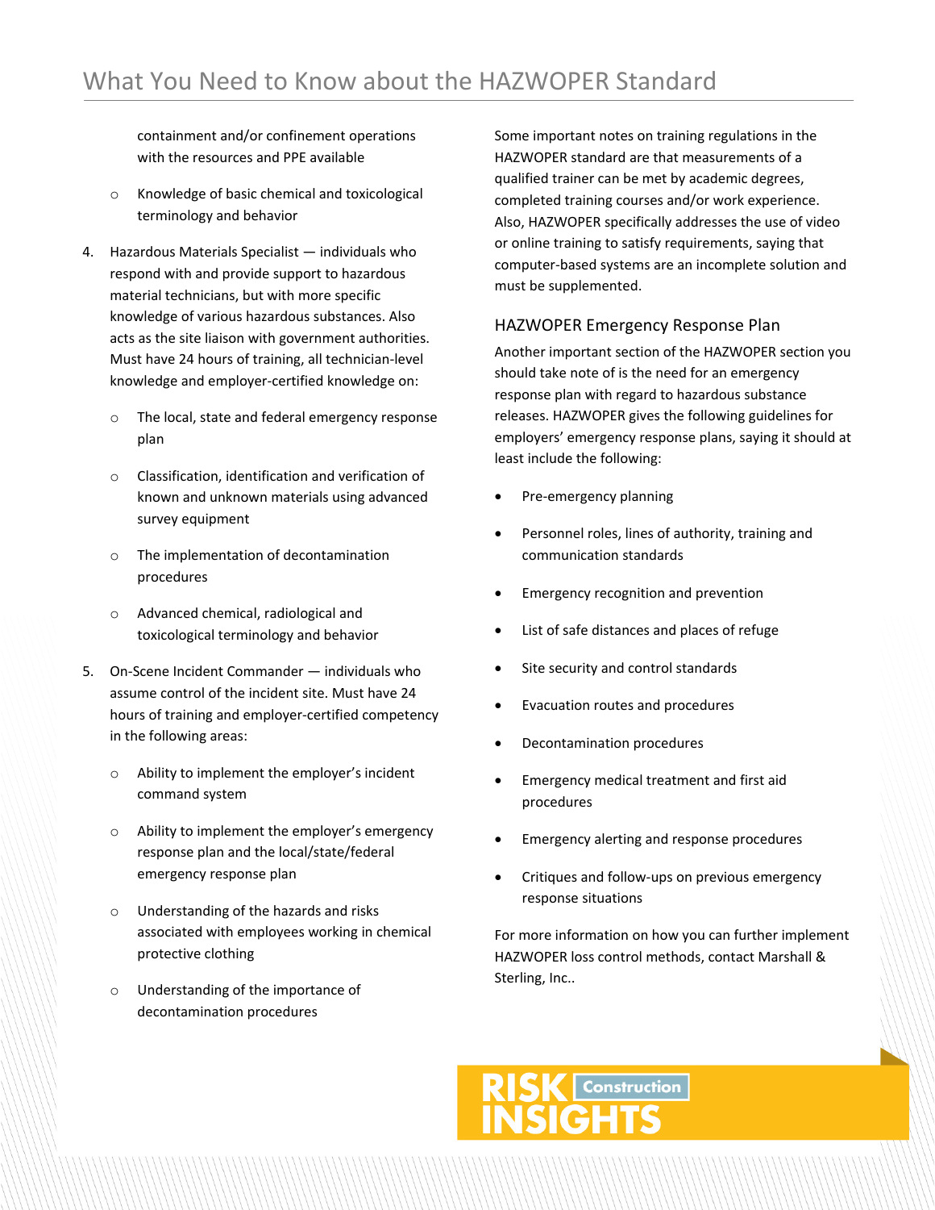containment and/or confinement operations with the resources and PPE available

   - Knowledge of basic chemical and toxicological terminology and behavior

4. Hazardous Materials Specialist — individuals who respond with and provide support to hazardous material technicians, but with more specific knowledge of various hazardous substances. Also acts as the site liaison with government authorities. Must have 24 hours of training, all technician-level knowledge and employer-certified knowledge on:
   - The local, state and federal emergency response plan
   - Classification, identification and verification of known and unknown materials using advanced survey equipment
   - The implementation of decontamination procedures
   - Advanced chemical, radiological and toxicological terminology and behavior

5. On-Scene Incident Commander — individuals who assume control of the incident site. Must have 24 hours of training and employer-certified competency in the following areas:
   - Ability to implement the employer's incident command system
   - Ability to implement the employer's emergency response plan and the local/state/federal emergency response plan
   - Understanding of the hazards and risks associated with employees working in chemical protective clothing
   - Understanding of the importance of decontamination procedures

Some important notes on training regulations in the HAZWOPER standard are that measurements of a qualified trainer can be met by academic degrees, completed training courses and/or work experience. Also, HAZWOPER specifically addresses the use of video or online training to satisfy requirements, saying that computer-based systems are an incomplete solution and must be supplemented.

## HAZWOPER Emergency Response Plan

Another important section of the HAZWOPER section you should take note of is the need for an emergency response plan with regard to hazardous substance releases. HAZWOPER gives the following guidelines for employers' emergency response plans, saying it should at least include the following:

- Pre-emergency planning
- Personnel roles, lines of authority, training and communication standards
- Emergency recognition and prevention
- List of safe distances and places of refuge
- Site security and control standards
- Evacuation routes and procedures
- Decontamination procedures
- Emergency medical treatment and first aid procedures
- Emergency alerting and response procedures
- Critiques and follow-ups on previous emergency response situations

For more information on how you can further implement HAZWOPER loss control methods, contact Marshall & Sterling, Inc..

RISK INSIGHTS Construction